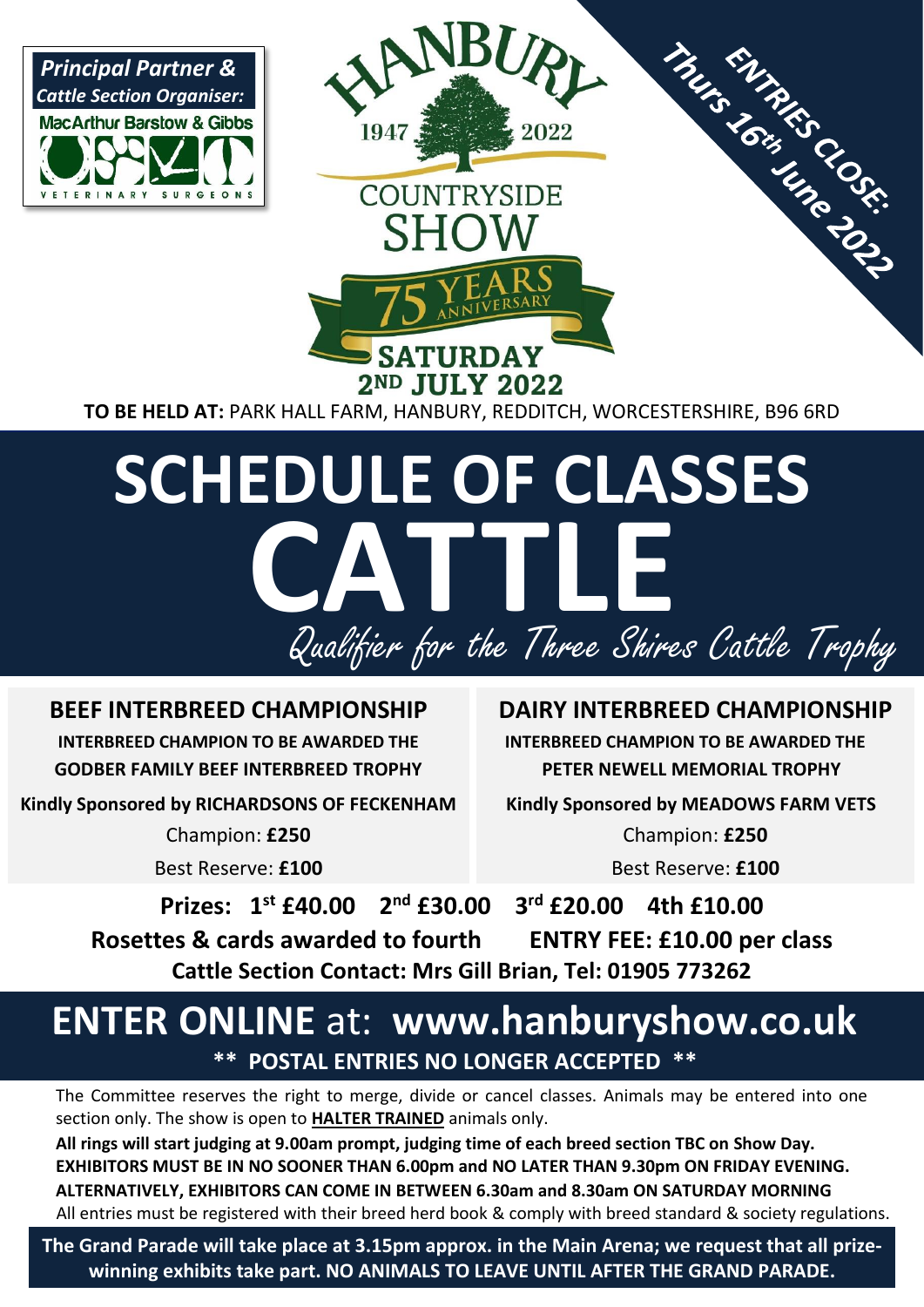**Principal Partner & Cattle Section Organiser:**
MacArthur Barstow & Gibbs
VETERINARY SURGEONS

# HANBURY COUNTRYSIDE SHOW

1947 – 2022

75 YEARS ANNIVERSARY

**SATURDAY 2ND JULY 2022**

**ENTRIES CLOSE: Thurs 16th June 2022**

**TO BE HELD AT:** PARK HALL FARM, HANBURY, REDDITCH, WORCESTERSHIRE, B96 6RD

# SCHEDULE OF CLASSES
# CATTLE

*Qualifier for the Three Shires Cattle Trophy*

## BEEF INTERBREED CHAMPIONSHIP

**INTERBREED CHAMPION TO BE AWARDED THE GODBER FAMILY BEEF INTERBREED TROPHY**

**Kindly Sponsored by RICHARDSONS OF FECKENHAM**

Champion: **£250**

Best Reserve: **£100**

## DAIRY INTERBREED CHAMPIONSHIP

**INTERBREED CHAMPION TO BE AWARDED THE PETER NEWELL MEMORIAL TROPHY**

**Kindly Sponsored by MEADOWS FARM VETS**

Champion: **£250**

Best Reserve: **£100**

**Prizes: 1st £40.00 2nd £30.00 3rd £20.00 4th £10.00**

**Rosettes & cards awarded to fourth ENTRY FEE: £10.00 per class**

**Cattle Section Contact: Mrs Gill Brian, Tel: 01905 773262**

## ENTER ONLINE at: www.hanburyshow.co.uk

**\*\* POSTAL ENTRIES NO LONGER ACCEPTED \*\***

The Committee reserves the right to merge, divide or cancel classes. Animals may be entered into one section only. The show is open to **HALTER TRAINED** animals only.

**All rings will start judging at 9.00am prompt, judging time of each breed section TBC on Show Day.**
**EXHIBITORS MUST BE IN NO SOONER THAN 6.00pm and NO LATER THAN 9.30pm ON FRIDAY EVENING.**
**ALTERNATIVELY, EXHIBITORS CAN COME IN BETWEEN 6.30am and 8.30am ON SATURDAY MORNING**

All entries must be registered with their breed herd book & comply with breed standard & society regulations.

**The Grand Parade will take place at 3.15pm approx. in the Main Arena; we request that all prize-winning exhibits take part. NO ANIMALS TO LEAVE UNTIL AFTER THE GRAND PARADE.**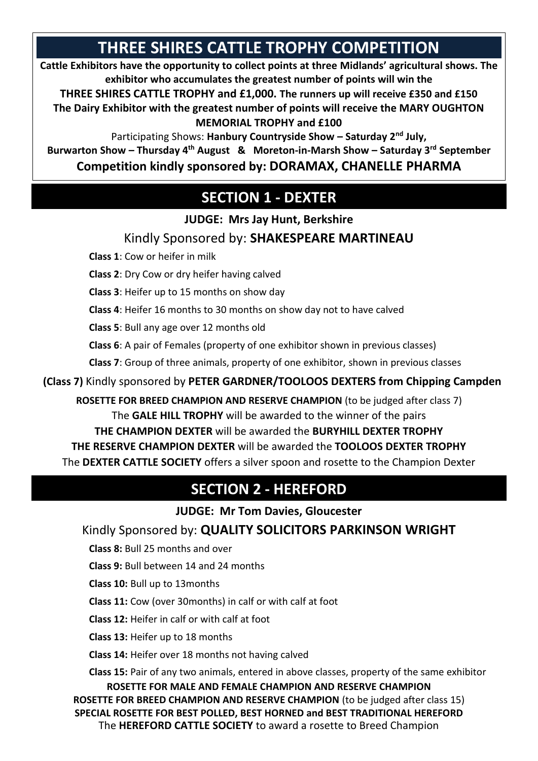# THREE SHIRES CATTLE TROPHY COMPETITION

**Cattle Exhibitors have the opportunity to collect points at three Midlands' agricultural shows. The exhibitor who accumulates the greatest number of points will win the**

**THREE SHIRES CATTLE TROPHY and £1,000. The runners up will receive £350 and £150**

**The Dairy Exhibitor with the greatest number of points will receive the MARY OUGHTON MEMORIAL TROPHY and £100**

Participating Shows: **Hanbury Countryside Show – Saturday 2nd July,**

**Burwarton Show – Thursday 4th August & Moreton-in-Marsh Show – Saturday 3rd September**

**Competition kindly sponsored by: DORAMAX, CHANELLE PHARMA**

## SECTION 1 - DEXTER

**JUDGE: Mrs Jay Hunt, Berkshire**

Kindly Sponsored by: **SHAKESPEARE MARTINEAU**

**Class 1**: Cow or heifer in milk

**Class 2**: Dry Cow or dry heifer having calved

**Class 3**: Heifer up to 15 months on show day

**Class 4**: Heifer 16 months to 30 months on show day not to have calved

**Class 5**: Bull any age over 12 months old

**Class 6**: A pair of Females (property of one exhibitor shown in previous classes)

**Class 7**: Group of three animals, property of one exhibitor, shown in previous classes

**(Class 7)** Kindly sponsored by **PETER GARDNER/TOOLOOS DEXTERS from Chipping Campden**

**ROSETTE FOR BREED CHAMPION AND RESERVE CHAMPION** (to be judged after class 7)

The **GALE HILL TROPHY** will be awarded to the winner of the pairs

**THE CHAMPION DEXTER** will be awarded the **BURYHILL DEXTER TROPHY**

**THE RESERVE CHAMPION DEXTER** will be awarded the **TOOLOOS DEXTER TROPHY**

The **DEXTER CATTLE SOCIETY** offers a silver spoon and rosette to the Champion Dexter

## SECTION 2 - HEREFORD

**JUDGE: Mr Tom Davies, Gloucester**

Kindly Sponsored by: **QUALITY SOLICITORS PARKINSON WRIGHT**

**Class 8:** Bull 25 months and over

**Class 9:** Bull between 14 and 24 months

**Class 10:** Bull up to 13months

**Class 11:** Cow (over 30months) in calf or with calf at foot

**Class 12:** Heifer in calf or with calf at foot

**Class 13:** Heifer up to 18 months

**Class 14:** Heifer over 18 months not having calved

**Class 15:** Pair of any two animals, entered in above classes, property of the same exhibitor

**ROSETTE FOR MALE AND FEMALE CHAMPION AND RESERVE CHAMPION**

**ROSETTE FOR BREED CHAMPION AND RESERVE CHAMPION** (to be judged after class 15)

**SPECIAL ROSETTE FOR BEST POLLED, BEST HORNED and BEST TRADITIONAL HEREFORD**

The **HEREFORD CATTLE SOCIETY** to award a rosette to Breed Champion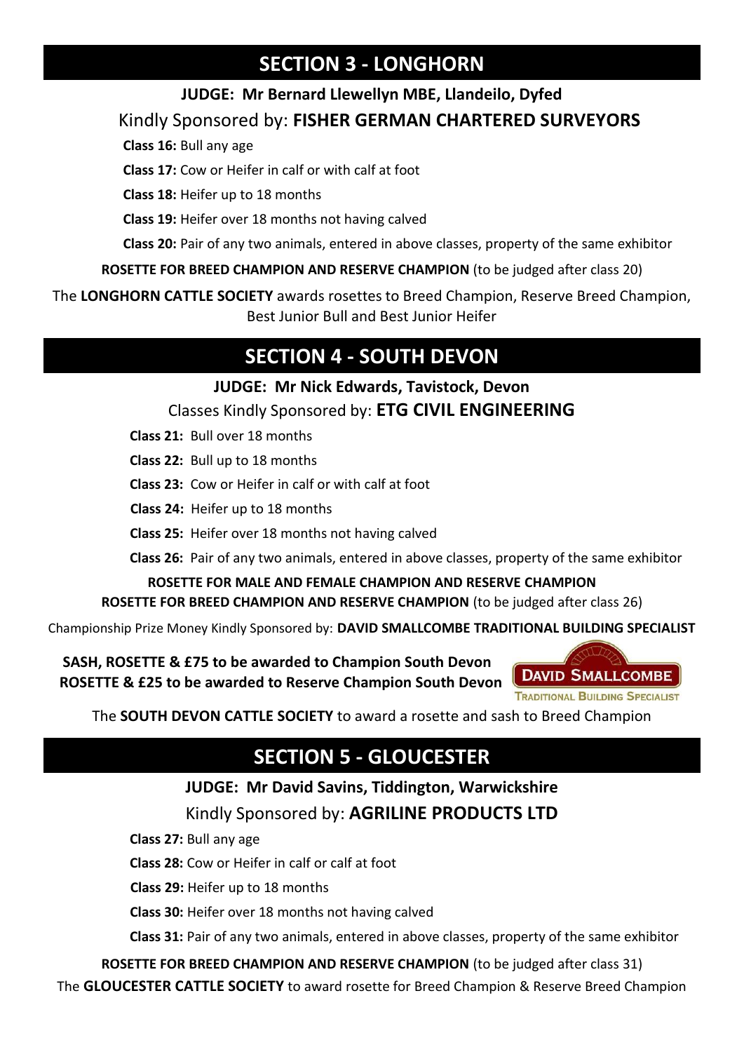## SECTION 3 - LONGHORN

**JUDGE: Mr Bernard Llewellyn MBE, Llandeilo, Dyfed**

Kindly Sponsored by: **FISHER GERMAN CHARTERED SURVEYORS**

**Class 16:** Bull any age

**Class 17:** Cow or Heifer in calf or with calf at foot

**Class 18:** Heifer up to 18 months

**Class 19:** Heifer over 18 months not having calved

**Class 20:** Pair of any two animals, entered in above classes, property of the same exhibitor

**ROSETTE FOR BREED CHAMPION AND RESERVE CHAMPION** (to be judged after class 20)

The **LONGHORN CATTLE SOCIETY** awards rosettes to Breed Champion, Reserve Breed Champion, Best Junior Bull and Best Junior Heifer

## SECTION 4 - SOUTH DEVON

**JUDGE: Mr Nick Edwards, Tavistock, Devon**

Classes Kindly Sponsored by: **ETG CIVIL ENGINEERING**

**Class 21:** Bull over 18 months

**Class 22:** Bull up to 18 months

**Class 23:** Cow or Heifer in calf or with calf at foot

**Class 24:** Heifer up to 18 months

**Class 25:** Heifer over 18 months not having calved

**Class 26:** Pair of any two animals, entered in above classes, property of the same exhibitor

**ROSETTE FOR MALE AND FEMALE CHAMPION AND RESERVE CHAMPION**

**ROSETTE FOR BREED CHAMPION AND RESERVE CHAMPION** (to be judged after class 26)

Championship Prize Money Kindly Sponsored by: **DAVID SMALLCOMBE TRADITIONAL BUILDING SPECIALIST**

**SASH, ROSETTE & £75 to be awarded to Champion South Devon**

**ROSETTE & £25 to be awarded to Reserve Champion South Devon**

DAVID SMALLCOMBE
TRADITIONAL BUILDING SPECIALIST

The **SOUTH DEVON CATTLE SOCIETY** to award a rosette and sash to Breed Champion

## SECTION 5 - GLOUCESTER

**JUDGE: Mr David Savins, Tiddington, Warwickshire**

Kindly Sponsored by: **AGRILINE PRODUCTS LTD**

**Class 27:** Bull any age

**Class 28:** Cow or Heifer in calf or calf at foot

**Class 29:** Heifer up to 18 months

**Class 30:** Heifer over 18 months not having calved

**Class 31:** Pair of any two animals, entered in above classes, property of the same exhibitor

**ROSETTE FOR BREED CHAMPION AND RESERVE CHAMPION** (to be judged after class 31)

The **GLOUCESTER CATTLE SOCIETY** to award rosette for Breed Champion & Reserve Breed Champion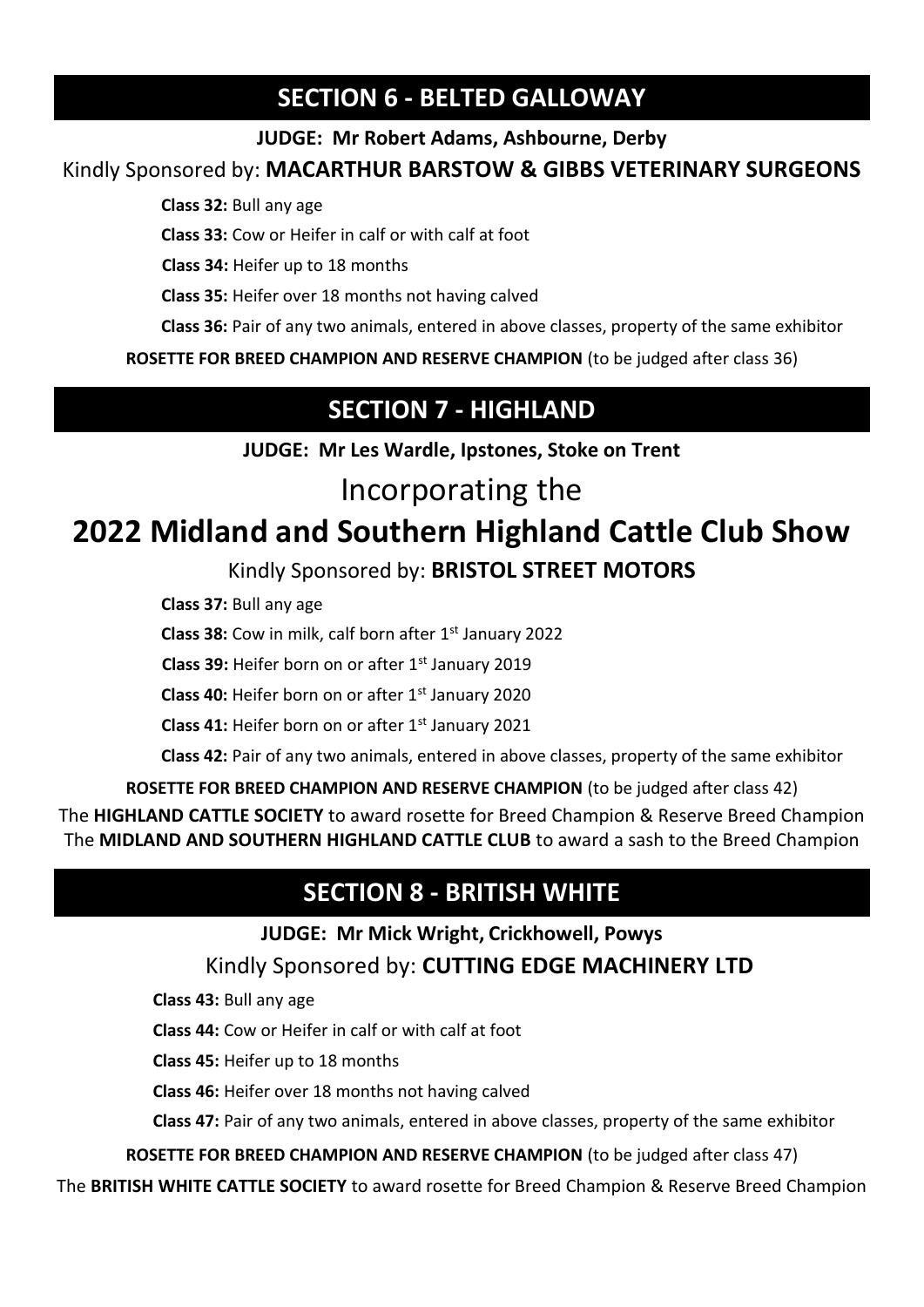## SECTION 6 - BELTED GALLOWAY

**JUDGE: Mr Robert Adams, Ashbourne, Derby**

Kindly Sponsored by: **MACARTHUR BARSTOW & GIBBS VETERINARY SURGEONS**

**Class 32:** Bull any age

**Class 33:** Cow or Heifer in calf or with calf at foot

**Class 34:** Heifer up to 18 months

**Class 35:** Heifer over 18 months not having calved

**Class 36:** Pair of any two animals, entered in above classes, property of the same exhibitor

**ROSETTE FOR BREED CHAMPION AND RESERVE CHAMPION** (to be judged after class 36)

## SECTION 7 - HIGHLAND

**JUDGE: Mr Les Wardle, Ipstones, Stoke on Trent**

Incorporating the

**2022 Midland and Southern Highland Cattle Club Show**

Kindly Sponsored by: **BRISTOL STREET MOTORS**

**Class 37:** Bull any age

**Class 38:** Cow in milk, calf born after 1st January 2022

**Class 39:** Heifer born on or after 1st January 2019

**Class 40:** Heifer born on or after 1st January 2020

**Class 41:** Heifer born on or after 1st January 2021

**Class 42:** Pair of any two animals, entered in above classes, property of the same exhibitor

**ROSETTE FOR BREED CHAMPION AND RESERVE CHAMPION** (to be judged after class 42)

The **HIGHLAND CATTLE SOCIETY** to award rosette for Breed Champion & Reserve Breed Champion
The **MIDLAND AND SOUTHERN HIGHLAND CATTLE CLUB** to award a sash to the Breed Champion

## SECTION 8 - BRITISH WHITE

**JUDGE: Mr Mick Wright, Crickhowell, Powys**

Kindly Sponsored by: **CUTTING EDGE MACHINERY LTD**

**Class 43:** Bull any age

**Class 44:** Cow or Heifer in calf or with calf at foot

**Class 45:** Heifer up to 18 months

**Class 46:** Heifer over 18 months not having calved

**Class 47:** Pair of any two animals, entered in above classes, property of the same exhibitor

**ROSETTE FOR BREED CHAMPION AND RESERVE CHAMPION** (to be judged after class 47)

The **BRITISH WHITE CATTLE SOCIETY** to award rosette for Breed Champion & Reserve Breed Champion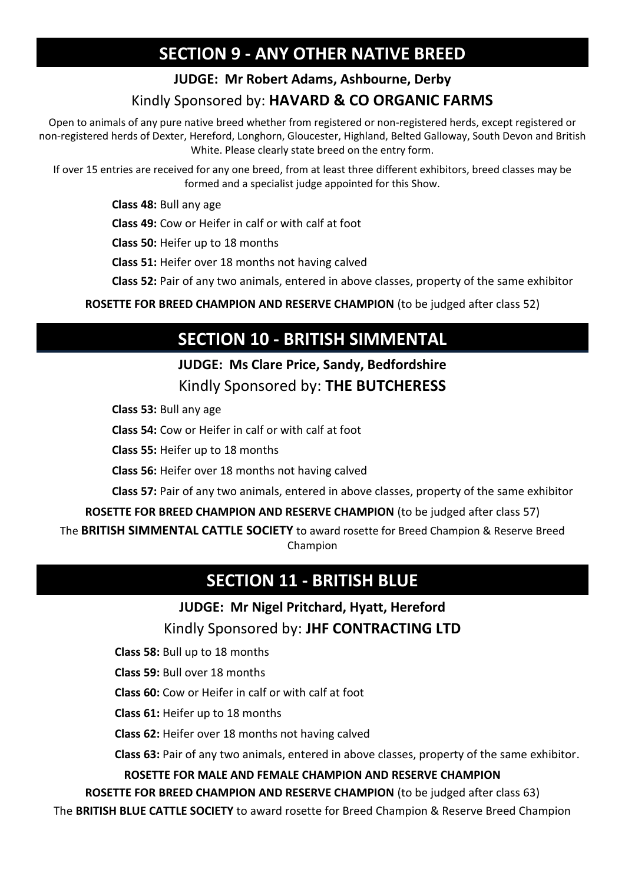## SECTION 9 - ANY OTHER NATIVE BREED

**JUDGE: Mr Robert Adams, Ashbourne, Derby**

Kindly Sponsored by: **HAVARD & CO ORGANIC FARMS**

Open to animals of any pure native breed whether from registered or non-registered herds, except registered or non-registered herds of Dexter, Hereford, Longhorn, Gloucester, Highland, Belted Galloway, South Devon and British White. Please clearly state breed on the entry form.

If over 15 entries are received for any one breed, from at least three different exhibitors, breed classes may be formed and a specialist judge appointed for this Show.

**Class 48:** Bull any age

**Class 49:** Cow or Heifer in calf or with calf at foot

**Class 50:** Heifer up to 18 months

**Class 51:** Heifer over 18 months not having calved

**Class 52:** Pair of any two animals, entered in above classes, property of the same exhibitor

**ROSETTE FOR BREED CHAMPION AND RESERVE CHAMPION** (to be judged after class 52)

## SECTION 10 - BRITISH SIMMENTAL

**JUDGE: Ms Clare Price, Sandy, Bedfordshire**

Kindly Sponsored by: **THE BUTCHERESS**

**Class 53:** Bull any age

**Class 54:** Cow or Heifer in calf or with calf at foot

**Class 55:** Heifer up to 18 months

**Class 56:** Heifer over 18 months not having calved

**Class 57:** Pair of any two animals, entered in above classes, property of the same exhibitor

**ROSETTE FOR BREED CHAMPION AND RESERVE CHAMPION** (to be judged after class 57)

The **BRITISH SIMMENTAL CATTLE SOCIETY** to award rosette for Breed Champion & Reserve Breed Champion

## SECTION 11 - BRITISH BLUE

**JUDGE: Mr Nigel Pritchard, Hyatt, Hereford**

Kindly Sponsored by: **JHF CONTRACTING LTD**

**Class 58:** Bull up to 18 months

**Class 59:** Bull over 18 months

**Class 60:** Cow or Heifer in calf or with calf at foot

**Class 61:** Heifer up to 18 months

**Class 62:** Heifer over 18 months not having calved

**Class 63:** Pair of any two animals, entered in above classes, property of the same exhibitor.

**ROSETTE FOR MALE AND FEMALE CHAMPION AND RESERVE CHAMPION**

**ROSETTE FOR BREED CHAMPION AND RESERVE CHAMPION** (to be judged after class 63)

The **BRITISH BLUE CATTLE SOCIETY** to award rosette for Breed Champion & Reserve Breed Champion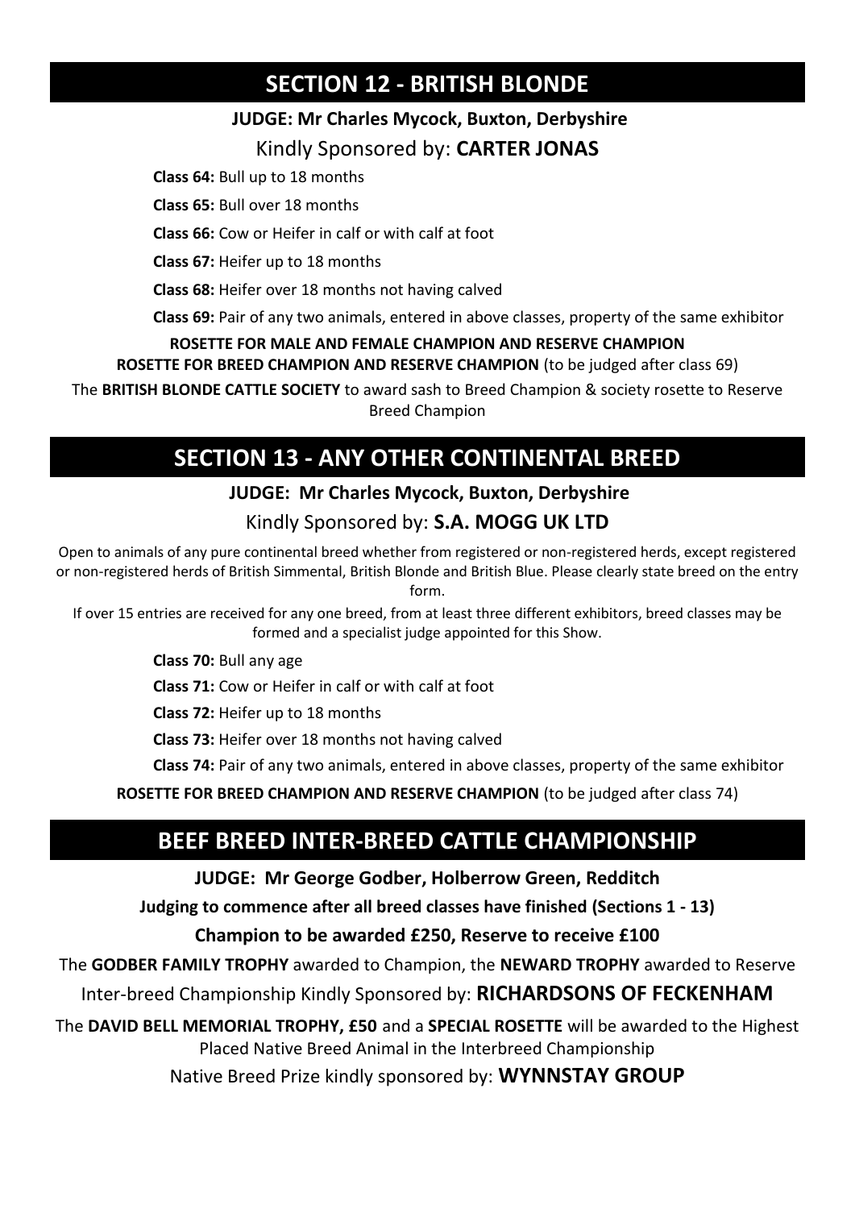## SECTION 12 - BRITISH BLONDE

**JUDGE: Mr Charles Mycock, Buxton, Derbyshire**

Kindly Sponsored by: **CARTER JONAS**

**Class 64:** Bull up to 18 months

**Class 65:** Bull over 18 months

**Class 66:** Cow or Heifer in calf or with calf at foot

**Class 67:** Heifer up to 18 months

**Class 68:** Heifer over 18 months not having calved

**Class 69:** Pair of any two animals, entered in above classes, property of the same exhibitor

**ROSETTE FOR MALE AND FEMALE CHAMPION AND RESERVE CHAMPION**

**ROSETTE FOR BREED CHAMPION AND RESERVE CHAMPION** (to be judged after class 69)

The **BRITISH BLONDE CATTLE SOCIETY** to award sash to Breed Champion & society rosette to Reserve Breed Champion

## SECTION 13 - ANY OTHER CONTINENTAL BREED

**JUDGE: Mr Charles Mycock, Buxton, Derbyshire**

Kindly Sponsored by: **S.A. MOGG UK LTD**

Open to animals of any pure continental breed whether from registered or non-registered herds, except registered or non-registered herds of British Simmental, British Blonde and British Blue. Please clearly state breed on the entry form.

If over 15 entries are received for any one breed, from at least three different exhibitors, breed classes may be formed and a specialist judge appointed for this Show.

**Class 70:** Bull any age

**Class 71:** Cow or Heifer in calf or with calf at foot

**Class 72:** Heifer up to 18 months

**Class 73:** Heifer over 18 months not having calved

**Class 74:** Pair of any two animals, entered in above classes, property of the same exhibitor

**ROSETTE FOR BREED CHAMPION AND RESERVE CHAMPION** (to be judged after class 74)

## BEEF BREED INTER-BREED CATTLE CHAMPIONSHIP

**JUDGE: Mr George Godber, Holberrow Green, Redditch**

**Judging to commence after all breed classes have finished (Sections 1 - 13)**

**Champion to be awarded £250, Reserve to receive £100**

The **GODBER FAMILY TROPHY** awarded to Champion, the **NEWARD TROPHY** awarded to Reserve

Inter-breed Championship Kindly Sponsored by: **RICHARDSONS OF FECKENHAM**

The **DAVID BELL MEMORIAL TROPHY, £50** and a **SPECIAL ROSETTE** will be awarded to the Highest Placed Native Breed Animal in the Interbreed Championship

Native Breed Prize kindly sponsored by: **WYNNSTAY GROUP**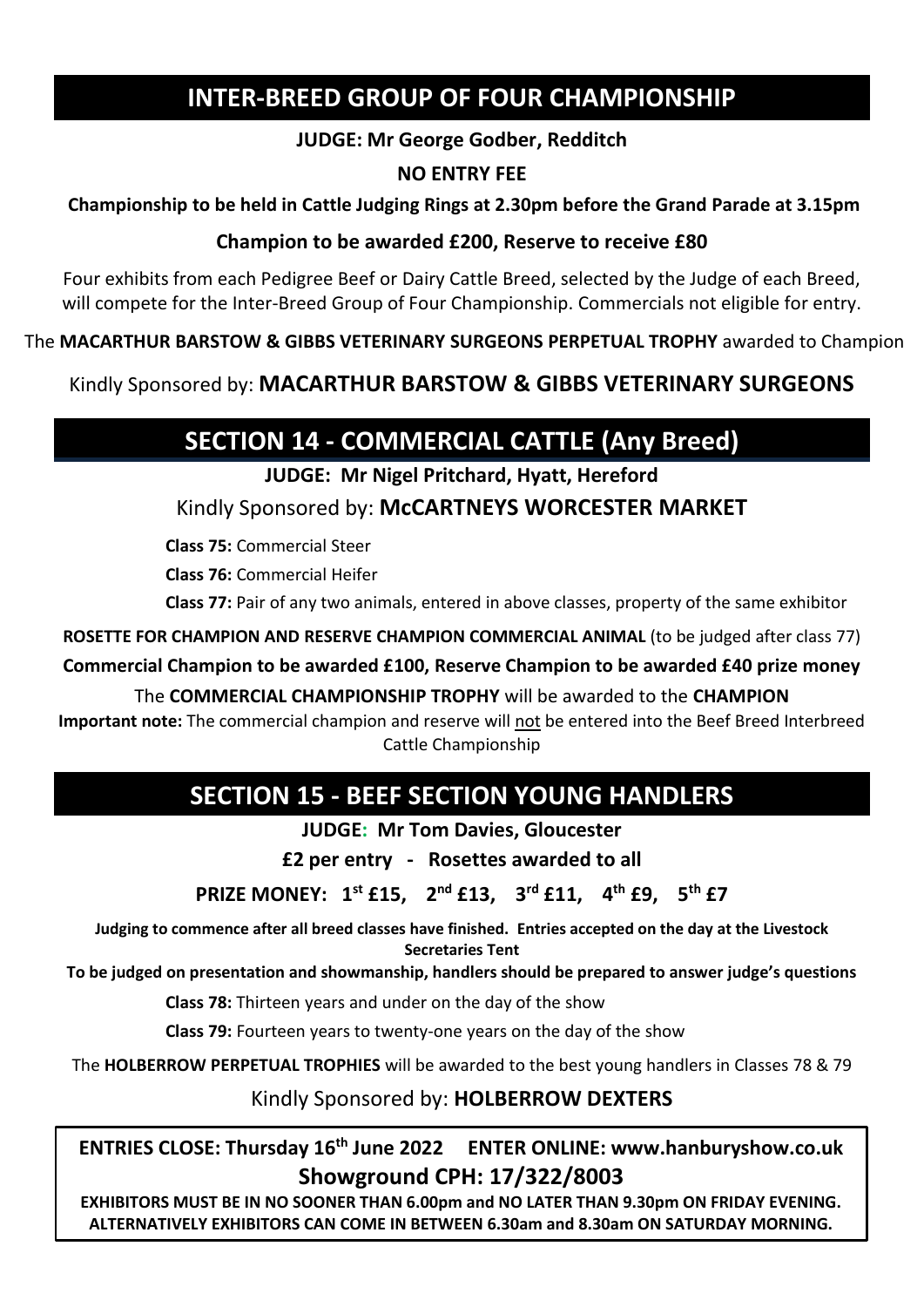## INTER-BREED GROUP OF FOUR CHAMPIONSHIP

**JUDGE: Mr George Godber, Redditch**

**NO ENTRY FEE**

**Championship to be held in Cattle Judging Rings at 2.30pm before the Grand Parade at 3.15pm**

**Champion to be awarded £200, Reserve to receive £80**

Four exhibits from each Pedigree Beef or Dairy Cattle Breed, selected by the Judge of each Breed, will compete for the Inter-Breed Group of Four Championship. Commercials not eligible for entry.

The **MACARTHUR BARSTOW & GIBBS VETERINARY SURGEONS PERPETUAL TROPHY** awarded to Champion

Kindly Sponsored by: **MACARTHUR BARSTOW & GIBBS VETERINARY SURGEONS**

## SECTION 14 - COMMERCIAL CATTLE (Any Breed)

**JUDGE: Mr Nigel Pritchard, Hyatt, Hereford**

Kindly Sponsored by: **McCARTNEYS WORCESTER MARKET**

**Class 75:** Commercial Steer

**Class 76:** Commercial Heifer

**Class 77:** Pair of any two animals, entered in above classes, property of the same exhibitor

**ROSETTE FOR CHAMPION AND RESERVE CHAMPION COMMERCIAL ANIMAL** (to be judged after class 77)

**Commercial Champion to be awarded £100, Reserve Champion to be awarded £40 prize money**

The **COMMERCIAL CHAMPIONSHIP TROPHY** will be awarded to the **CHAMPION**

**Important note:** The commercial champion and reserve will not be entered into the Beef Breed Interbreed Cattle Championship

## SECTION 15 - BEEF SECTION YOUNG HANDLERS

**JUDGE: Mr Tom Davies, Gloucester**

**£2 per entry - Rosettes awarded to all**

**PRIZE MONEY: 1st £15, 2nd £13, 3rd £11, 4th £9, 5th £7**

**Judging to commence after all breed classes have finished. Entries accepted on the day at the Livestock Secretaries Tent**

**To be judged on presentation and showmanship, handlers should be prepared to answer judge's questions**

**Class 78:** Thirteen years and under on the day of the show

**Class 79:** Fourteen years to twenty-one years on the day of the show

The **HOLBERROW PERPETUAL TROPHIES** will be awarded to the best young handlers in Classes 78 & 79

Kindly Sponsored by: **HOLBERROW DEXTERS**

**ENTRIES CLOSE: Thursday 16th June 2022 ENTER ONLINE: www.hanburyshow.co.uk**

**Showground CPH: 17/322/8003**

**EXHIBITORS MUST BE IN NO SOONER THAN 6.00pm and NO LATER THAN 9.30pm ON FRIDAY EVENING. ALTERNATIVELY EXHIBITORS CAN COME IN BETWEEN 6.30am and 8.30am ON SATURDAY MORNING.**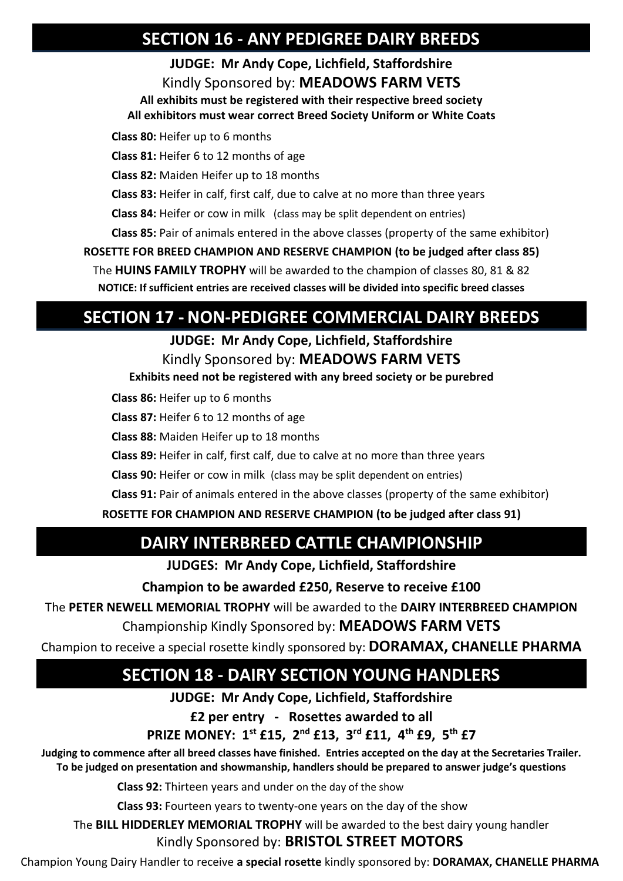## SECTION 16 - ANY PEDIGREE DAIRY BREEDS

**JUDGE: Mr Andy Cope, Lichfield, Staffordshire**

Kindly Sponsored by: **MEADOWS FARM VETS**

**All exhibits must be registered with their respective breed society**

**All exhibitors must wear correct Breed Society Uniform or White Coats**

**Class 80:** Heifer up to 6 months

**Class 81:** Heifer 6 to 12 months of age

**Class 82:** Maiden Heifer up to 18 months

**Class 83:** Heifer in calf, first calf, due to calve at no more than three years

**Class 84:** Heifer or cow in milk (class may be split dependent on entries)

**Class 85:** Pair of animals entered in the above classes (property of the same exhibitor)

**ROSETTE FOR BREED CHAMPION AND RESERVE CHAMPION (to be judged after class 85)**

The **HUINS FAMILY TROPHY** will be awarded to the champion of classes 80, 81 & 82

**NOTICE: If sufficient entries are received classes will be divided into specific breed classes**

## SECTION 17 - NON-PEDIGREE COMMERCIAL DAIRY BREEDS

**JUDGE: Mr Andy Cope, Lichfield, Staffordshire**

Kindly Sponsored by: **MEADOWS FARM VETS**

**Exhibits need not be registered with any breed society or be purebred**

**Class 86:** Heifer up to 6 months

**Class 87:** Heifer 6 to 12 months of age

**Class 88:** Maiden Heifer up to 18 months

**Class 89:** Heifer in calf, first calf, due to calve at no more than three years

**Class 90:** Heifer or cow in milk (class may be split dependent on entries)

**Class 91:** Pair of animals entered in the above classes (property of the same exhibitor)

**ROSETTE FOR CHAMPION AND RESERVE CHAMPION (to be judged after class 91)**

## DAIRY INTERBREED CATTLE CHAMPIONSHIP

**JUDGES: Mr Andy Cope, Lichfield, Staffordshire**

**Champion to be awarded £250, Reserve to receive £100**

The **PETER NEWELL MEMORIAL TROPHY** will be awarded to the **DAIRY INTERBREED CHAMPION**

Championship Kindly Sponsored by: **MEADOWS FARM VETS**

Champion to receive a special rosette kindly sponsored by: **DORAMAX, CHANELLE PHARMA**

## SECTION 18 - DAIRY SECTION YOUNG HANDLERS

**JUDGE: Mr Andy Cope, Lichfield, Staffordshire**

**£2 per entry - Rosettes awarded to all**

**PRIZE MONEY: 1st £15, 2nd £13, 3rd £11, 4th £9, 5th £7**

**Judging to commence after all breed classes have finished. Entries accepted on the day at the Secretaries Trailer. To be judged on presentation and showmanship, handlers should be prepared to answer judge's questions**

**Class 92:** Thirteen years and under on the day of the show

**Class 93:** Fourteen years to twenty-one years on the day of the show

The **BILL HIDDERLEY MEMORIAL TROPHY** will be awarded to the best dairy young handler

Kindly Sponsored by: **BRISTOL STREET MOTORS**

Champion Young Dairy Handler to receive **a special rosette** kindly sponsored by: **DORAMAX, CHANELLE PHARMA**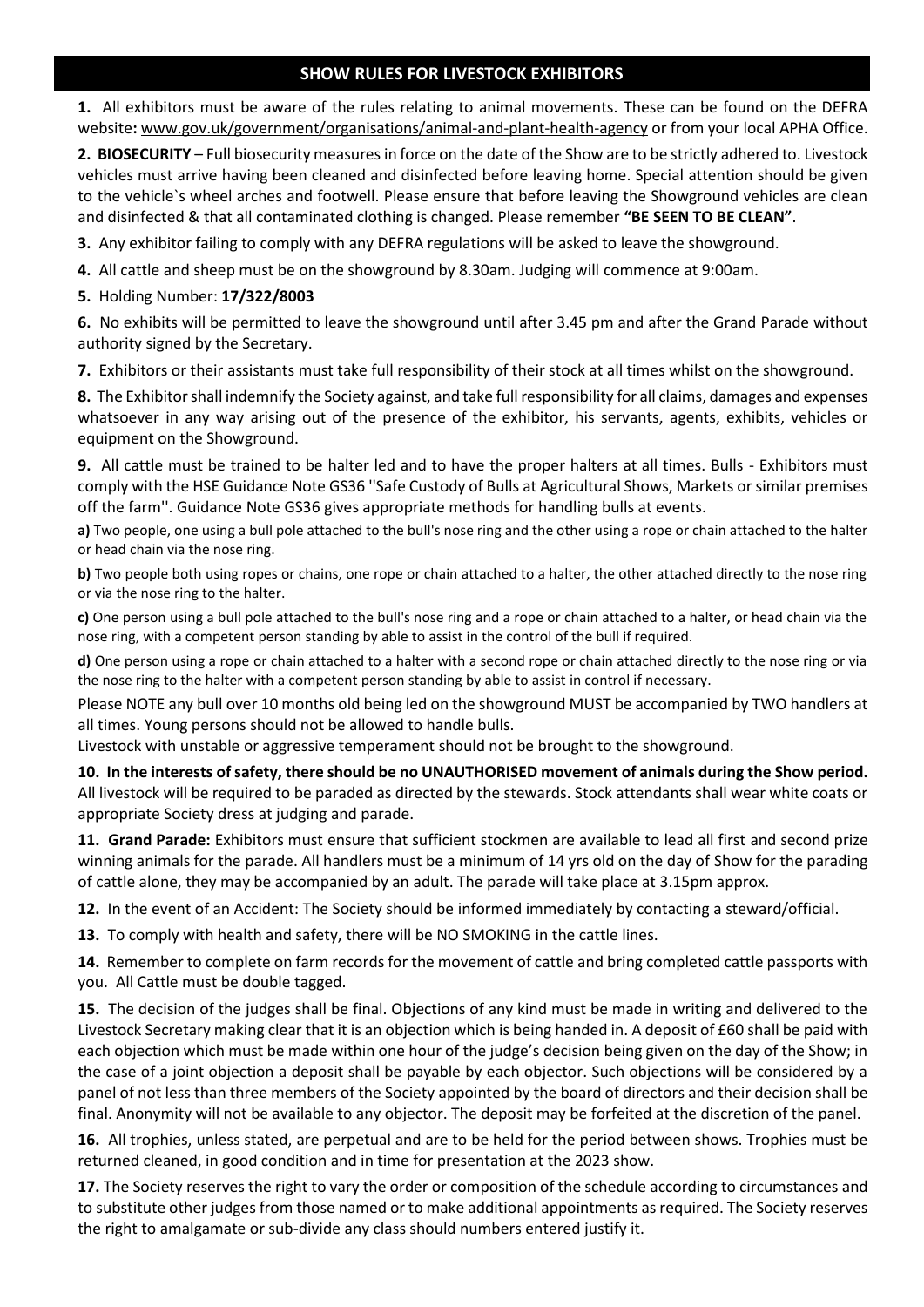## SHOW RULES FOR LIVESTOCK EXHIBITORS

**1.** All exhibitors must be aware of the rules relating to animal movements. These can be found on the DEFRA website**:** www.gov.uk/government/organisations/animal-and-plant-health-agency or from your local APHA Office.

**2. BIOSECURITY** – Full biosecurity measures in force on the date of the Show are to be strictly adhered to. Livestock vehicles must arrive having been cleaned and disinfected before leaving home. Special attention should be given to the vehicle`s wheel arches and footwell. Please ensure that before leaving the Showground vehicles are clean and disinfected & that all contaminated clothing is changed. Please remember **"BE SEEN TO BE CLEAN"**.

**3.** Any exhibitor failing to comply with any DEFRA regulations will be asked to leave the showground.

**4.** All cattle and sheep must be on the showground by 8.30am. Judging will commence at 9:00am.

**5.** Holding Number: **17/322/8003**

**6.** No exhibits will be permitted to leave the showground until after 3.45 pm and after the Grand Parade without authority signed by the Secretary.

**7.** Exhibitors or their assistants must take full responsibility of their stock at all times whilst on the showground.

**8.** The Exhibitor shall indemnify the Society against, and take full responsibility for all claims, damages and expenses whatsoever in any way arising out of the presence of the exhibitor, his servants, agents, exhibits, vehicles or equipment on the Showground.

**9.** All cattle must be trained to be halter led and to have the proper halters at all times. Bulls - Exhibitors must comply with the HSE Guidance Note GS36 ''Safe Custody of Bulls at Agricultural Shows, Markets or similar premises off the farm''. Guidance Note GS36 gives appropriate methods for handling bulls at events.

**a)** Two people, one using a bull pole attached to the bull's nose ring and the other using a rope or chain attached to the halter or head chain via the nose ring.

**b)** Two people both using ropes or chains, one rope or chain attached to a halter, the other attached directly to the nose ring or via the nose ring to the halter.

**c)** One person using a bull pole attached to the bull's nose ring and a rope or chain attached to a halter, or head chain via the nose ring, with a competent person standing by able to assist in the control of the bull if required.

**d)** One person using a rope or chain attached to a halter with a second rope or chain attached directly to the nose ring or via the nose ring to the halter with a competent person standing by able to assist in control if necessary.

Please NOTE any bull over 10 months old being led on the showground MUST be accompanied by TWO handlers at all times. Young persons should not be allowed to handle bulls.
Livestock with unstable or aggressive temperament should not be brought to the showground.

**10. In the interests of safety, there should be no UNAUTHORISED movement of animals during the Show period.** All livestock will be required to be paraded as directed by the stewards. Stock attendants shall wear white coats or appropriate Society dress at judging and parade.

**11. Grand Parade:** Exhibitors must ensure that sufficient stockmen are available to lead all first and second prize winning animals for the parade. All handlers must be a minimum of 14 yrs old on the day of Show for the parading of cattle alone, they may be accompanied by an adult. The parade will take place at 3.15pm approx.

**12.** In the event of an Accident: The Society should be informed immediately by contacting a steward/official.

**13.** To comply with health and safety, there will be NO SMOKING in the cattle lines.

**14.** Remember to complete on farm records for the movement of cattle and bring completed cattle passports with you. All Cattle must be double tagged.

**15.** The decision of the judges shall be final. Objections of any kind must be made in writing and delivered to the Livestock Secretary making clear that it is an objection which is being handed in. A deposit of £60 shall be paid with each objection which must be made within one hour of the judge's decision being given on the day of the Show; in the case of a joint objection a deposit shall be payable by each objector. Such objections will be considered by a panel of not less than three members of the Society appointed by the board of directors and their decision shall be final. Anonymity will not be available to any objector. The deposit may be forfeited at the discretion of the panel.

**16.** All trophies, unless stated, are perpetual and are to be held for the period between shows. Trophies must be returned cleaned, in good condition and in time for presentation at the 2023 show.

**17.** The Society reserves the right to vary the order or composition of the schedule according to circumstances and to substitute other judges from those named or to make additional appointments as required. The Society reserves the right to amalgamate or sub-divide any class should numbers entered justify it.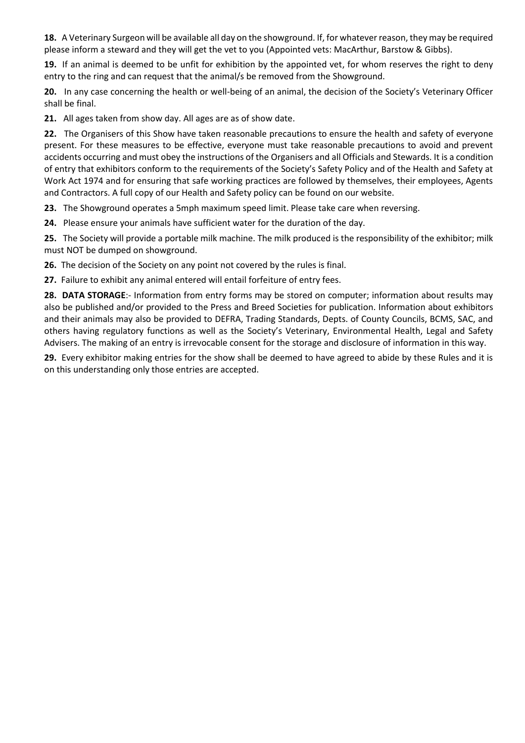**18.** A Veterinary Surgeon will be available all day on the showground. If, for whatever reason, they may be required please inform a steward and they will get the vet to you (Appointed vets: MacArthur, Barstow & Gibbs).

**19.** If an animal is deemed to be unfit for exhibition by the appointed vet, for whom reserves the right to deny entry to the ring and can request that the animal/s be removed from the Showground.

**20.** In any case concerning the health or well-being of an animal, the decision of the Society's Veterinary Officer shall be final.

**21.** All ages taken from show day. All ages are as of show date.

**22.** The Organisers of this Show have taken reasonable precautions to ensure the health and safety of everyone present. For these measures to be effective, everyone must take reasonable precautions to avoid and prevent accidents occurring and must obey the instructions of the Organisers and all Officials and Stewards. It is a condition of entry that exhibitors conform to the requirements of the Society's Safety Policy and of the Health and Safety at Work Act 1974 and for ensuring that safe working practices are followed by themselves, their employees, Agents and Contractors. A full copy of our Health and Safety policy can be found on our website.

**23.** The Showground operates a 5mph maximum speed limit. Please take care when reversing.

**24.** Please ensure your animals have sufficient water for the duration of the day.

**25.** The Society will provide a portable milk machine. The milk produced is the responsibility of the exhibitor; milk must NOT be dumped on showground.

**26.** The decision of the Society on any point not covered by the rules is final.

**27.** Failure to exhibit any animal entered will entail forfeiture of entry fees.

**28. DATA STORAGE**:- Information from entry forms may be stored on computer; information about results may also be published and/or provided to the Press and Breed Societies for publication. Information about exhibitors and their animals may also be provided to DEFRA, Trading Standards, Depts. of County Councils, BCMS, SAC, and others having regulatory functions as well as the Society's Veterinary, Environmental Health, Legal and Safety Advisers. The making of an entry is irrevocable consent for the storage and disclosure of information in this way.

**29.** Every exhibitor making entries for the show shall be deemed to have agreed to abide by these Rules and it is on this understanding only those entries are accepted.